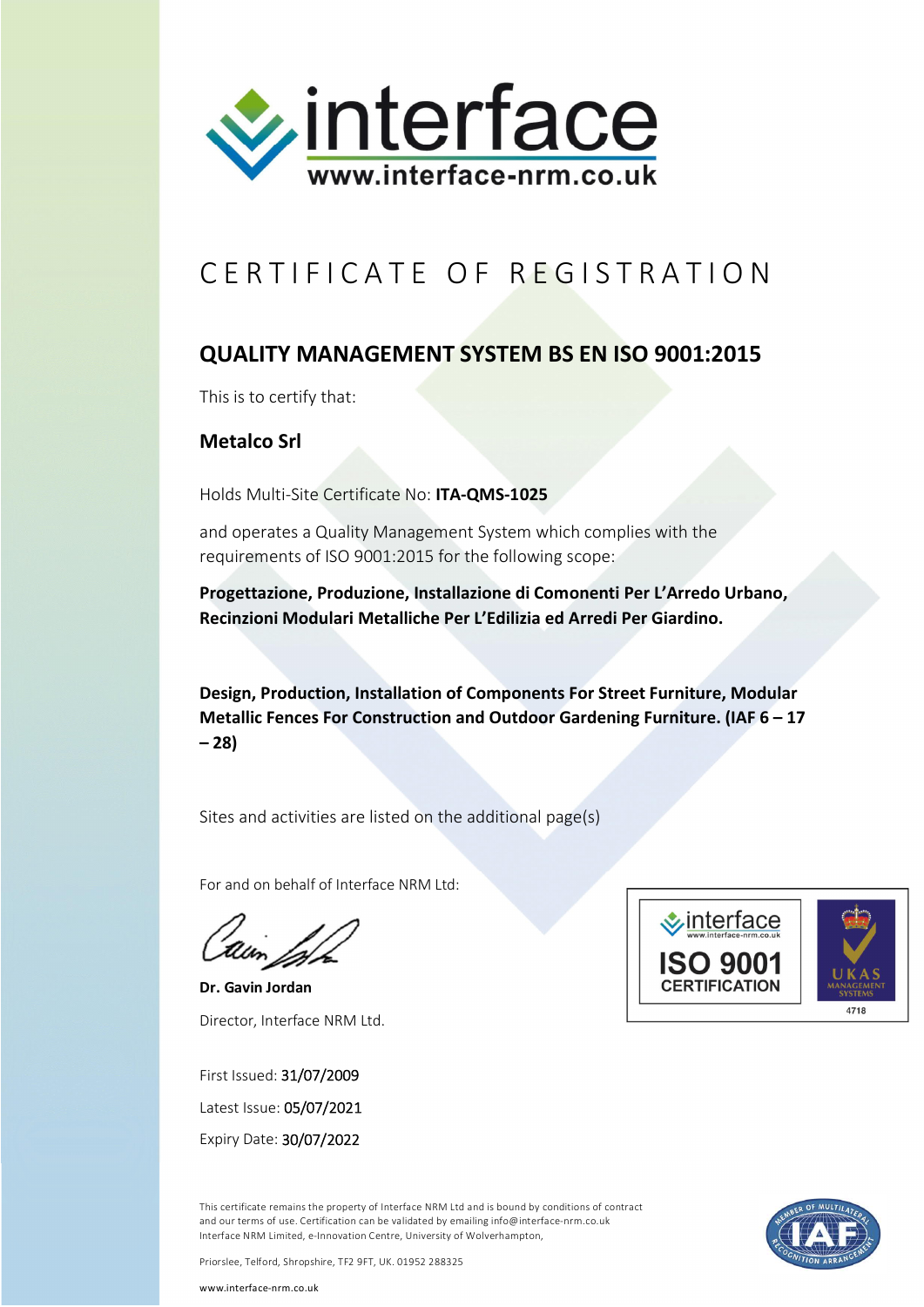interface
www.interface-nrm.co.uk

# CERTIFICATE OF REGISTRATION

## QUALITY MANAGEMENT SYSTEM BS EN ISO 9001:2015

This is to certify that:

### Metalco Srl

Holds Multi-Site Certificate No: **ITA-QMS-1025**

and operates a Quality Management System which complies with the requirements of ISO 9001:2015 for the following scope:

**Progettazione, Produzione, Installazione di Comonenti Per L'Arredo Urbano, Recinzioni Modulari Metalliche Per L'Edilizia ed Arredi Per Giardino.**

**Design, Production, Installation of Components For Street Furniture, Modular Metallic Fences For Construction and Outdoor Gardening Furniture. (IAF 6 – 17 – 28)**

Sites and activities are listed on the additional page(s)

For and on behalf of Interface NRM Ltd:

**Dr. Gavin Jordan**

Director, Interface NRM Ltd.

interface
www.interface-nrm.co.uk
ISO 9001
CERTIFICATION

UKAS
MANAGEMENT SYSTEMS
4718

First Issued: 31/07/2009

Latest Issue: 05/07/2021

Expiry Date: 30/07/2022

This certificate remains the property of Interface NRM Ltd and is bound by conditions of contract and our terms of use. Certification can be validated by emailing info@interface-nrm.co.uk
Interface NRM Limited, e-Innovation Centre, University of Wolverhampton,

Priorslee, Telford, Shropshire, TF2 9FT, UK. 01952 288325

www.interface-nrm.co.uk

MEMBER OF MULTILATERAL RECOGNITION ARRANGEMENT
IAF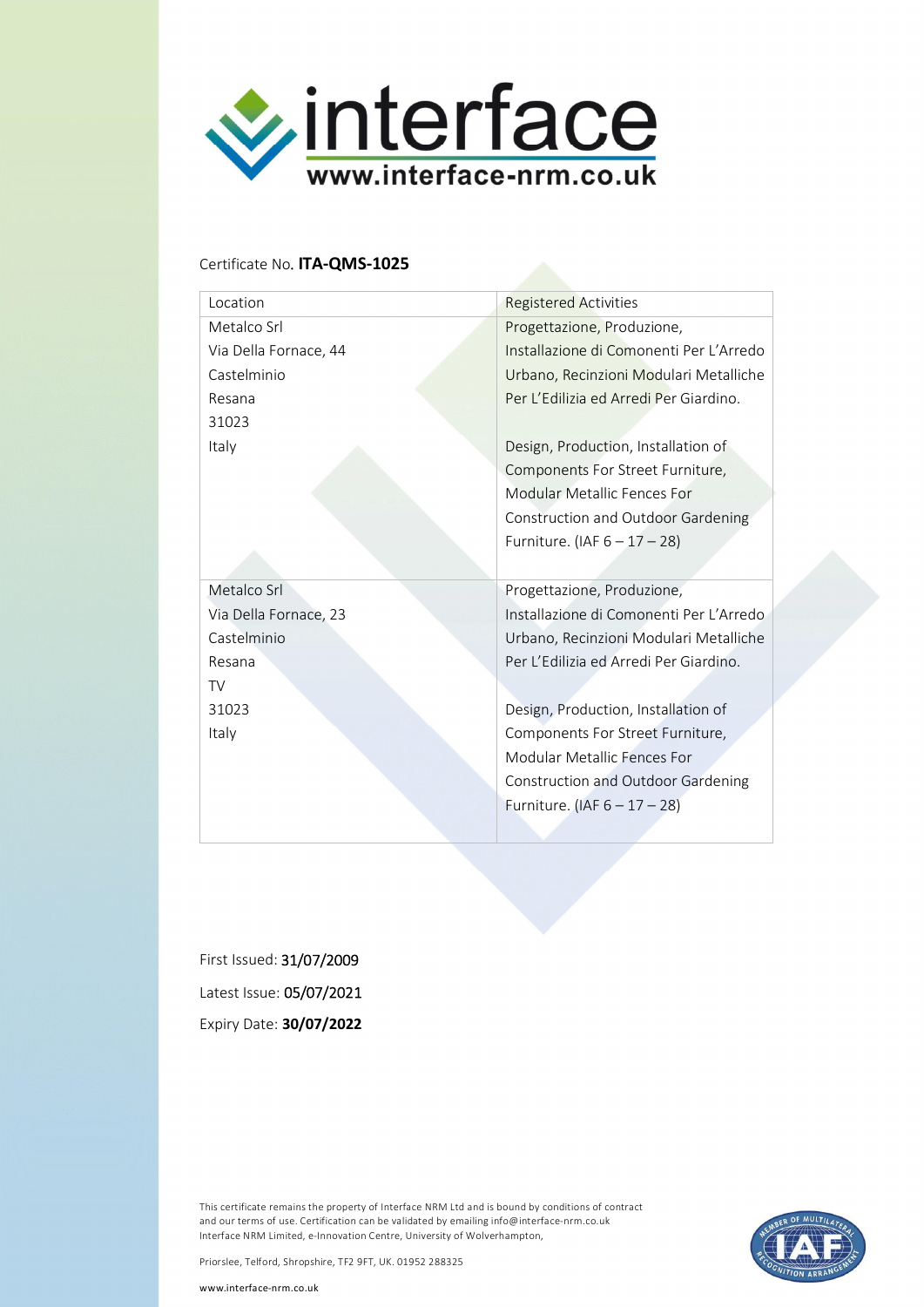interface
www.interface-nrm.co.uk

Certificate No. **ITA-QMS-1025**

| Location | Registered Activities |
| --- | --- |
| Metalco Srl<br>Via Della Fornace, 44<br>Castelminio<br>Resana<br>31023<br>Italy | Progettazione, Produzione, Installazione di Comonenti Per L'Arredo Urbano, Recinzioni Modulari Metalliche Per L'Edilizia ed Arredi Per Giardino.<br><br>Design, Production, Installation of Components For Street Furniture, Modular Metallic Fences For Construction and Outdoor Gardening Furniture. (IAF 6 – 17 – 28) |
| Metalco Srl<br>Via Della Fornace, 23<br>Castelminio<br>Resana<br>TV<br>31023<br>Italy | Progettazione, Produzione, Installazione di Comonenti Per L'Arredo Urbano, Recinzioni Modulari Metalliche Per L'Edilizia ed Arredi Per Giardino.<br><br>Design, Production, Installation of Components For Street Furniture, Modular Metallic Fences For Construction and Outdoor Gardening Furniture. (IAF 6 – 17 – 28) |

First Issued: 31/07/2009

Latest Issue: 05/07/2021

Expiry Date: **30/07/2022**

This certificate remains the property of Interface NRM Ltd and is bound by conditions of contract and our terms of use. Certification can be validated by emailing info@interface-nrm.co.uk
Interface NRM Limited, e-Innovation Centre, University of Wolverhampton,

Priorslee, Telford, Shropshire, TF2 9FT, UK. 01952 288325

www.interface-nrm.co.uk

MEMBER OF MULTILATERAL RECOGNITION ARRANGEMENT IAF